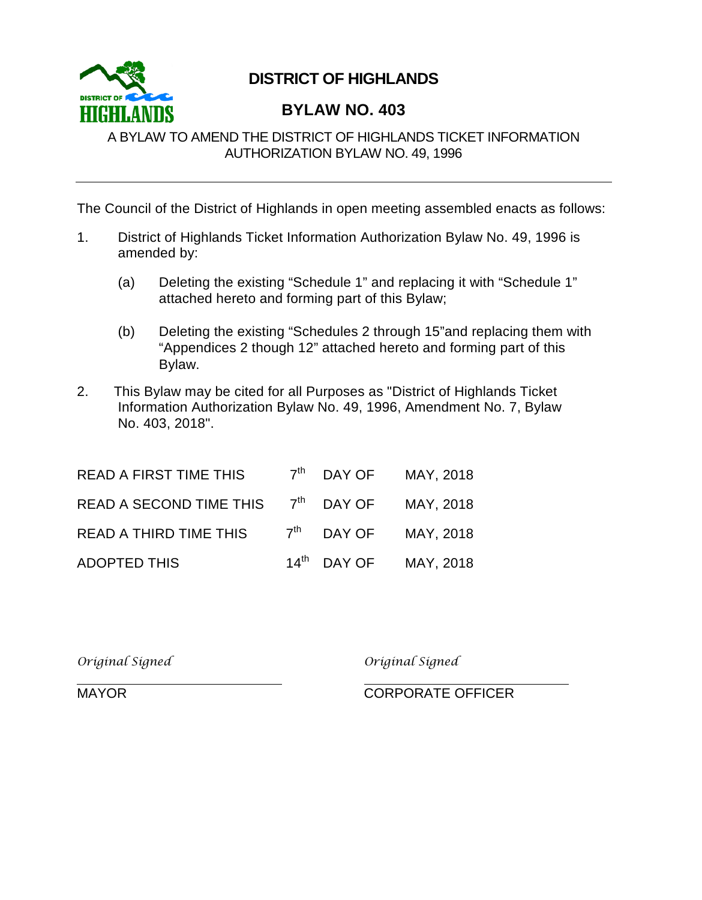# DISTRICT OF HIGHLANDS

## BYLAW NO. 403

A BYLAW TO AMEND THE DISTRICT OF HIGHLANDS TICKET INFORMATION AUTHORIZATION BYLAW NO. 49, 1996

---

The Council of the District of Highlands in open meeting assembled enacts as follows:

1. District of Highlands Ticket Information Authorization Bylaw No. 49, 1996 is amended by:

   (a) Deleting the existing "Schedule 1" and replacing it with "Schedule 1" attached hereto and forming part of this Bylaw;

   (b) Deleting the existing "Schedules 2 through 15"and replacing them with "Appendices 2 though 12" attached hereto and forming part of this Bylaw.

2. This Bylaw may be cited for all Purposes as "District of Highlands Ticket Information Authorization Bylaw No. 49, 1996, Amendment No. 7, Bylaw No. 403, 2018".

| | | | |
|---|---|---|---|
| READ A FIRST TIME THIS | 7th | DAY OF | MAY, 2018 |
| READ A SECOND TIME THIS | 7th | DAY OF | MAY, 2018 |
| READ A THIRD TIME THIS | 7th | DAY OF | MAY, 2018 |
| ADOPTED THIS | 14th | DAY OF | MAY, 2018 |

*Original Signed*
MAYOR

*Original Signed*
CORPORATE OFFICER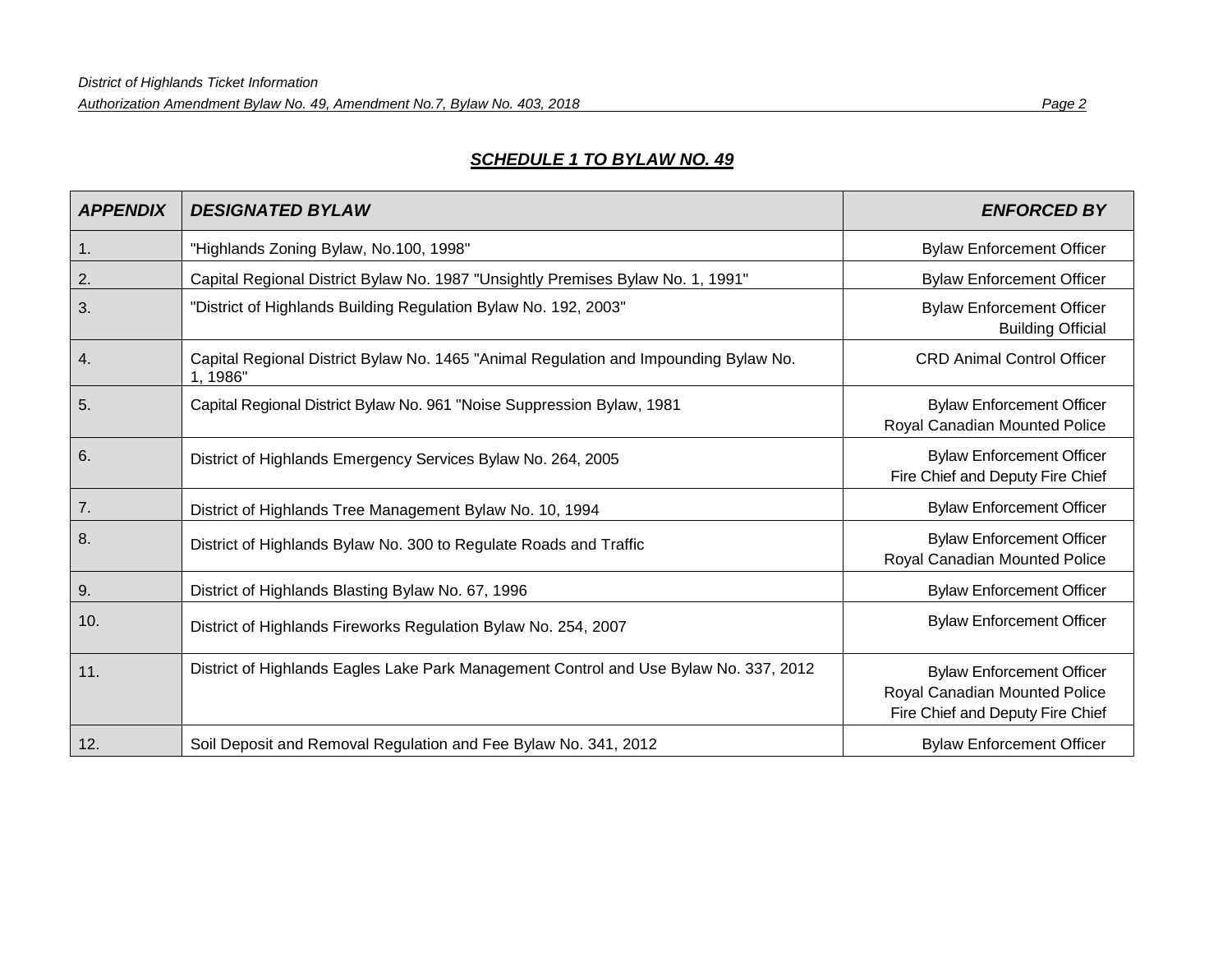## ***SCHEDULE 1 TO BYLAW NO. 49***

| *APPENDIX* | *DESIGNATED BYLAW* | *ENFORCED BY* |
|---|---|---|
| 1. | "Highlands Zoning Bylaw, No.100, 1998" | Bylaw Enforcement Officer |
| 2. | Capital Regional District Bylaw No. 1987 "Unsightly Premises Bylaw No. 1, 1991" | Bylaw Enforcement Officer |
| 3. | "District of Highlands Building Regulation Bylaw No. 192, 2003" | Bylaw Enforcement Officer<br>Building Official |
| 4. | Capital Regional District Bylaw No. 1465 "Animal Regulation and Impounding Bylaw No. 1, 1986" | CRD Animal Control Officer |
| 5. | Capital Regional District Bylaw No. 961 "Noise Suppression Bylaw, 1981 | Bylaw Enforcement Officer<br>Royal Canadian Mounted Police |
| 6. | District of Highlands Emergency Services Bylaw No. 264, 2005 | Bylaw Enforcement Officer<br>Fire Chief and Deputy Fire Chief |
| 7. | District of Highlands Tree Management Bylaw No. 10, 1994 | Bylaw Enforcement Officer |
| 8. | District of Highlands Bylaw No. 300 to Regulate Roads and Traffic | Bylaw Enforcement Officer<br>Royal Canadian Mounted Police |
| 9. | District of Highlands Blasting Bylaw No. 67, 1996 | Bylaw Enforcement Officer |
| 10. | District of Highlands Fireworks Regulation Bylaw No. 254, 2007 | Bylaw Enforcement Officer |
| 11. | District of Highlands Eagles Lake Park Management Control and Use Bylaw No. 337, 2012 | Bylaw Enforcement Officer<br>Royal Canadian Mounted Police<br>Fire Chief and Deputy Fire Chief |
| 12. | Soil Deposit and Removal Regulation and Fee Bylaw No. 341, 2012 | Bylaw Enforcement Officer |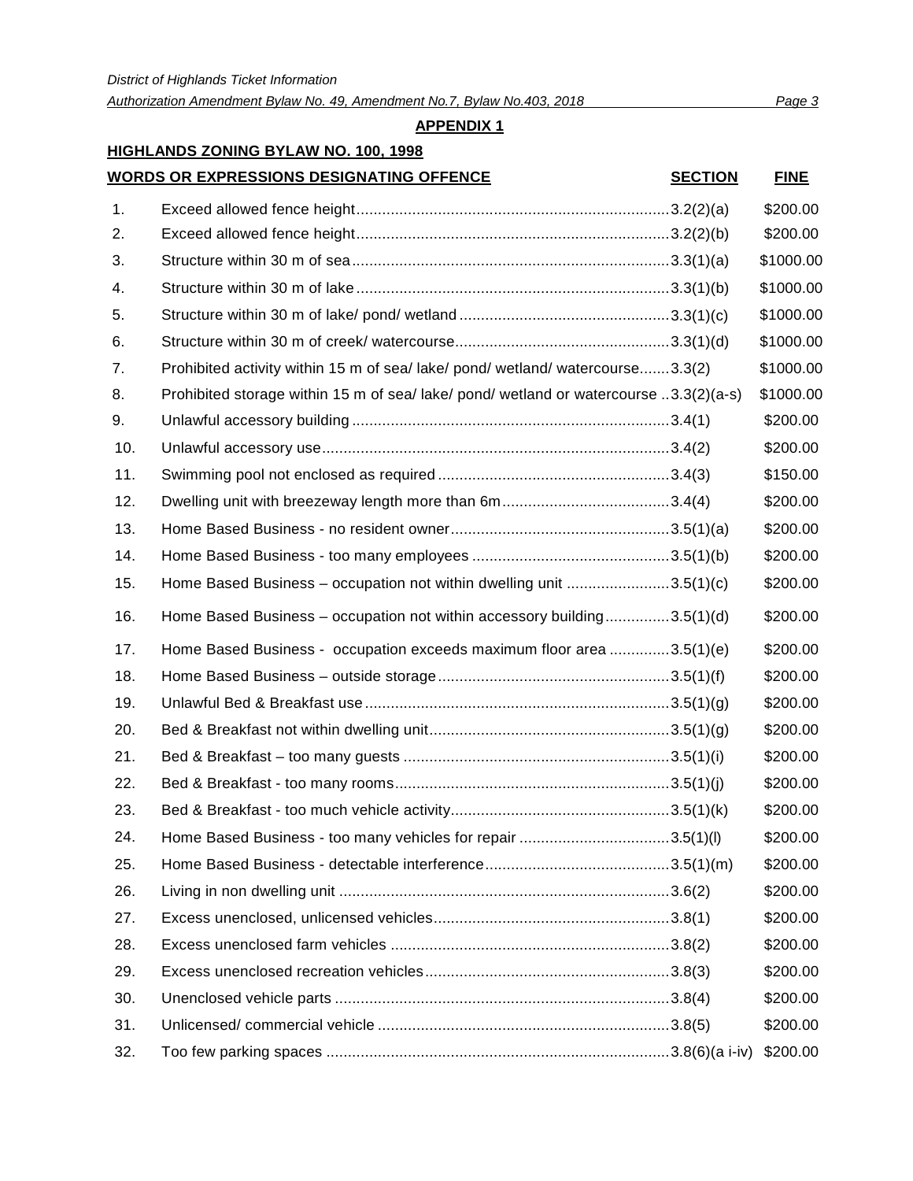## APPENDIX 1

### HIGHLANDS ZONING BYLAW NO. 100, 1998

| | WORDS OR EXPRESSIONS DESIGNATING OFFENCE | SECTION | FINE |
|---|---|---|---|
| 1. | Exceed allowed fence height | 3.2(2)(a) | $200.00 |
| 2. | Exceed allowed fence height | 3.2(2)(b) | $200.00 |
| 3. | Structure within 30 m of sea | 3.3(1)(a) | $1000.00 |
| 4. | Structure within 30 m of lake | 3.3(1)(b) | $1000.00 |
| 5. | Structure within 30 m of lake/ pond/ wetland | 3.3(1)(c) | $1000.00 |
| 6. | Structure within 30 m of creek/ watercourse | 3.3(1)(d) | $1000.00 |
| 7. | Prohibited activity within 15 m of sea/ lake/ pond/ wetland/ watercourse | 3.3(2) | $1000.00 |
| 8. | Prohibited storage within 15 m of sea/ lake/ pond/ wetland or watercourse | 3.3(2)(a-s) | $1000.00 |
| 9. | Unlawful accessory building | 3.4(1) | $200.00 |
| 10. | Unlawful accessory use | 3.4(2) | $200.00 |
| 11. | Swimming pool not enclosed as required | 3.4(3) | $150.00 |
| 12. | Dwelling unit with breezeway length more than 6m | 3.4(4) | $200.00 |
| 13. | Home Based Business - no resident owner | 3.5(1)(a) | $200.00 |
| 14. | Home Based Business - too many employees | 3.5(1)(b) | $200.00 |
| 15. | Home Based Business – occupation not within dwelling unit | 3.5(1)(c) | $200.00 |
| 16. | Home Based Business – occupation not within accessory building | 3.5(1)(d) | $200.00 |
| 17. | Home Based Business - occupation exceeds maximum floor area | 3.5(1)(e) | $200.00 |
| 18. | Home Based Business – outside storage | 3.5(1)(f) | $200.00 |
| 19. | Unlawful Bed & Breakfast use | 3.5(1)(g) | $200.00 |
| 20. | Bed & Breakfast not within dwelling unit | 3.5(1)(g) | $200.00 |
| 21. | Bed & Breakfast – too many guests | 3.5(1)(i) | $200.00 |
| 22. | Bed & Breakfast - too many rooms | 3.5(1)(j) | $200.00 |
| 23. | Bed & Breakfast - too much vehicle activity | 3.5(1)(k) | $200.00 |
| 24. | Home Based Business - too many vehicles for repair | 3.5(1)(l) | $200.00 |
| 25. | Home Based Business - detectable interference | 3.5(1)(m) | $200.00 |
| 26. | Living in non dwelling unit | 3.6(2) | $200.00 |
| 27. | Excess unenclosed, unlicensed vehicles | 3.8(1) | $200.00 |
| 28. | Excess unenclosed farm vehicles | 3.8(2) | $200.00 |
| 29. | Excess unenclosed recreation vehicles | 3.8(3) | $200.00 |
| 30. | Unenclosed vehicle parts | 3.8(4) | $200.00 |
| 31. | Unlicensed/ commercial vehicle | 3.8(5) | $200.00 |
| 32. | Too few parking spaces | 3.8(6)(a i-iv) | $200.00 |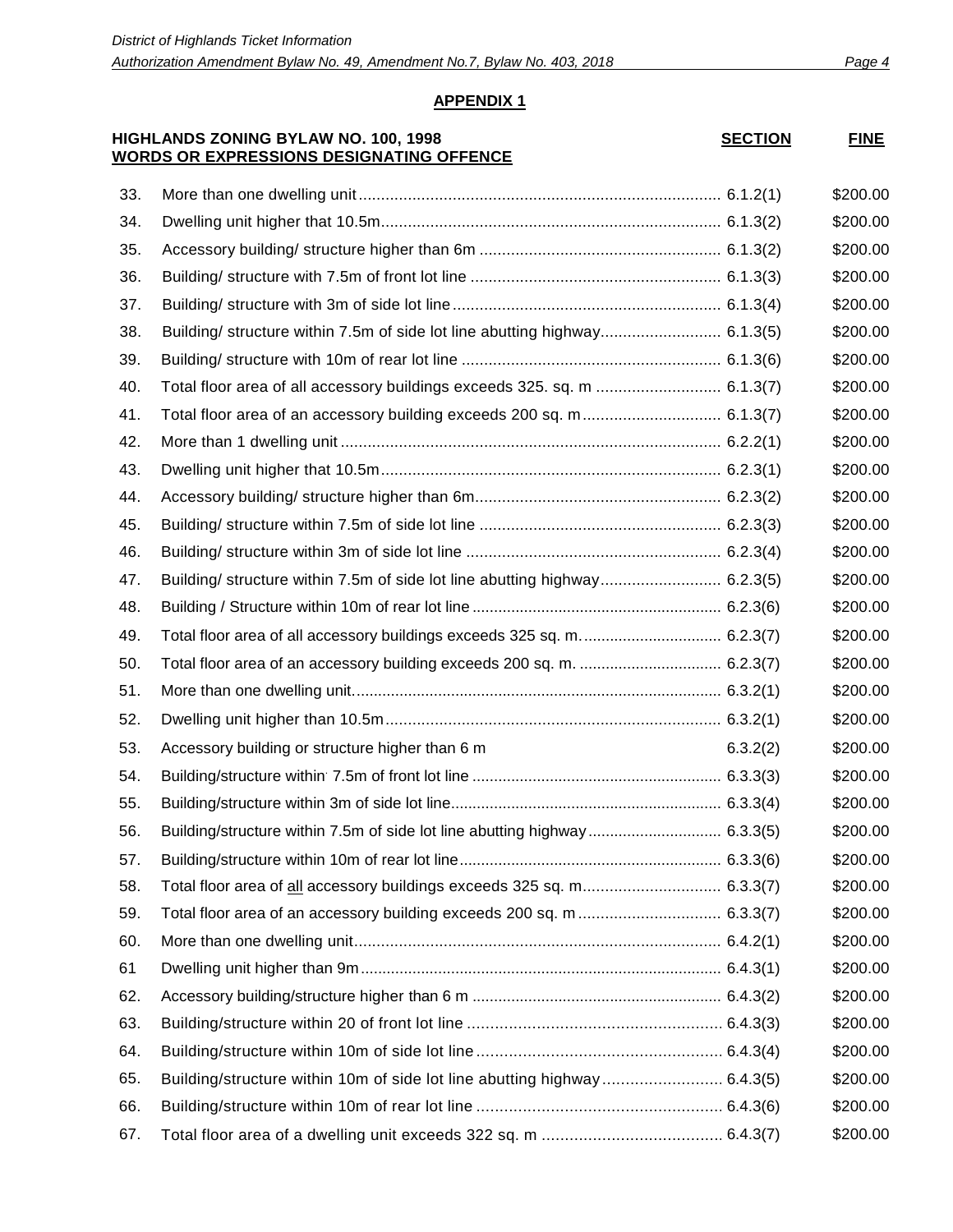**APPENDIX 1**

| | HIGHLANDS ZONING BYLAW NO. 100, 1998 WORDS OR EXPRESSIONS DESIGNATING OFFENCE | SECTION | FINE |
|---|---|---|---|
| 33. | More than one dwelling unit | 6.1.2(1) | $200.00 |
| 34. | Dwelling unit higher that 10.5m | 6.1.3(2) | $200.00 |
| 35. | Accessory building/ structure higher than 6m | 6.1.3(2) | $200.00 |
| 36. | Building/ structure with 7.5m of front lot line | 6.1.3(3) | $200.00 |
| 37. | Building/ structure with 3m of side lot line | 6.1.3(4) | $200.00 |
| 38. | Building/ structure within 7.5m of side lot line abutting highway | 6.1.3(5) | $200.00 |
| 39. | Building/ structure with 10m of rear lot line | 6.1.3(6) | $200.00 |
| 40. | Total floor area of all accessory buildings exceeds 325. sq. m | 6.1.3(7) | $200.00 |
| 41. | Total floor area of an accessory building exceeds 200 sq. m | 6.1.3(7) | $200.00 |
| 42. | More than 1 dwelling unit | 6.2.2(1) | $200.00 |
| 43. | Dwelling unit higher that 10.5m | 6.2.3(1) | $200.00 |
| 44. | Accessory building/ structure higher than 6m | 6.2.3(2) | $200.00 |
| 45. | Building/ structure within 7.5m of side lot line | 6.2.3(3) | $200.00 |
| 46. | Building/ structure within 3m of side lot line | 6.2.3(4) | $200.00 |
| 47. | Building/ structure within 7.5m of side lot line abutting highway | 6.2.3(5) | $200.00 |
| 48. | Building / Structure within 10m of rear lot line | 6.2.3(6) | $200.00 |
| 49. | Total floor area of all accessory buildings exceeds 325 sq. m. | 6.2.3(7) | $200.00 |
| 50. | Total floor area of an accessory building exceeds 200 sq. m. | 6.2.3(7) | $200.00 |
| 51. | More than one dwelling unit. | 6.3.2(1) | $200.00 |
| 52. | Dwelling unit higher than 10.5m | 6.3.2(1) | $200.00 |
| 53. | Accessory building or structure higher than 6 m | 6.3.2(2) | $200.00 |
| 54. | Building/structure within 7.5m of front lot line | 6.3.3(3) | $200.00 |
| 55. | Building/structure within 3m of side lot line | 6.3.3(4) | $200.00 |
| 56. | Building/structure within 7.5m of side lot line abutting highway | 6.3.3(5) | $200.00 |
| 57. | Building/structure within 10m of rear lot line | 6.3.3(6) | $200.00 |
| 58. | Total floor area of <u>all</u> accessory buildings exceeds 325 sq. m | 6.3.3(7) | $200.00 |
| 59. | Total floor area of an accessory building exceeds 200 sq. m | 6.3.3(7) | $200.00 |
| 60. | More than one dwelling unit | 6.4.2(1) | $200.00 |
| 61 | Dwelling unit higher than 9m | 6.4.3(1) | $200.00 |
| 62. | Accessory building/structure higher than 6 m | 6.4.3(2) | $200.00 |
| 63. | Building/structure within 20 of front lot line | 6.4.3(3) | $200.00 |
| 64. | Building/structure within 10m of side lot line | 6.4.3(4) | $200.00 |
| 65. | Building/structure within 10m of side lot line abutting highway | 6.4.3(5) | $200.00 |
| 66. | Building/structure within 10m of rear lot line | 6.4.3(6) | $200.00 |
| 67. | Total floor area of a dwelling unit exceeds 322 sq. m | 6.4.3(7) | $200.00 |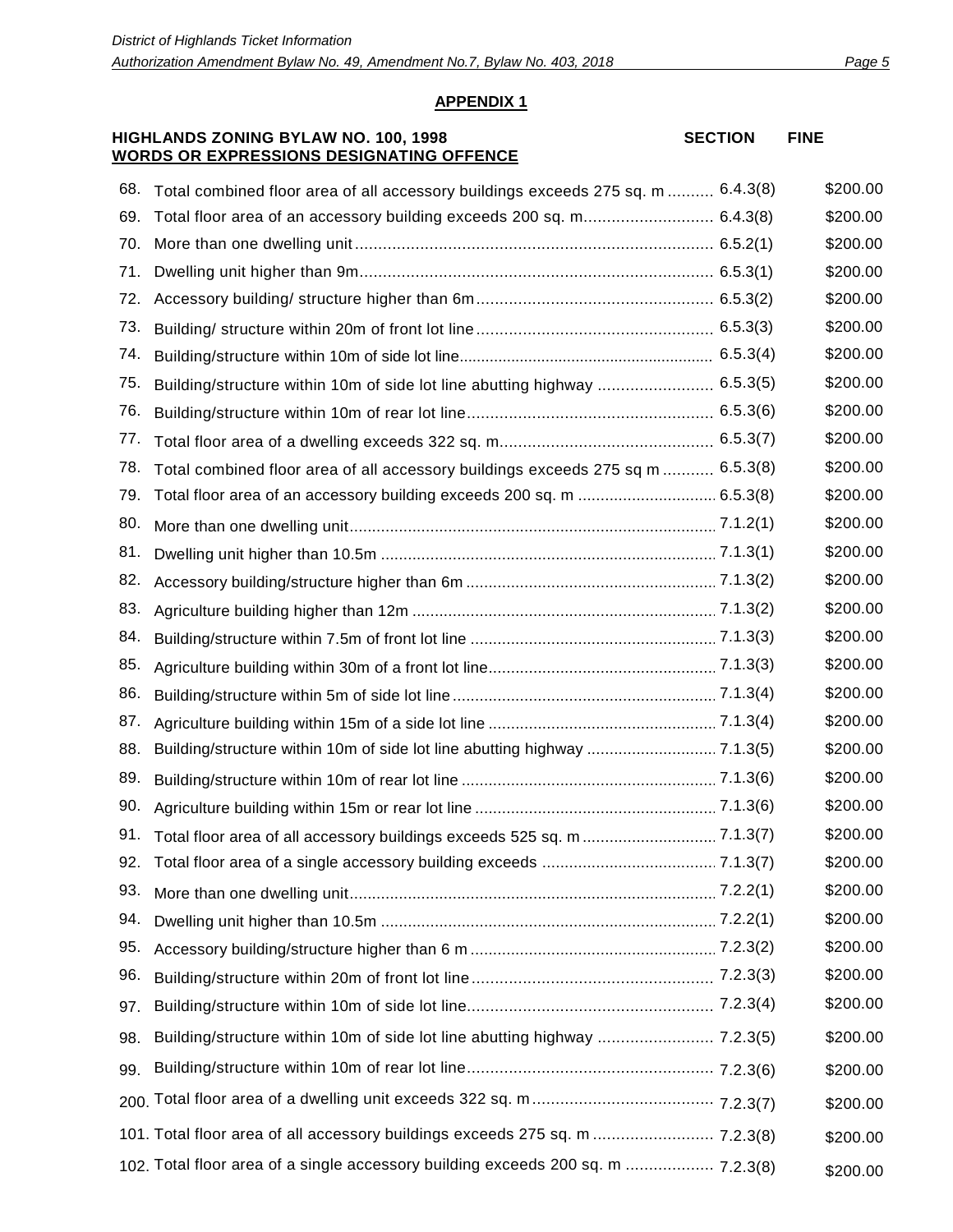## APPENDIX 1

| | HIGHLANDS ZONING BYLAW NO. 100, 1998 WORDS OR EXPRESSIONS DESIGNATING OFFENCE | SECTION | FINE |
|---|---|---|---|
| 68. | Total combined floor area of all accessory buildings exceeds 275 sq. m | 6.4.3(8) | $200.00 |
| 69. | Total floor area of an accessory building exceeds 200 sq. m | 6.4.3(8) | $200.00 |
| 70. | More than one dwelling unit | 6.5.2(1) | $200.00 |
| 71. | Dwelling unit higher than 9m | 6.5.3(1) | $200.00 |
| 72. | Accessory building/ structure higher than 6m | 6.5.3(2) | $200.00 |
| 73. | Building/ structure within 20m of front lot line | 6.5.3(3) | $200.00 |
| 74. | Building/structure within 10m of side lot line | 6.5.3(4) | $200.00 |
| 75. | Building/structure within 10m of side lot line abutting highway | 6.5.3(5) | $200.00 |
| 76. | Building/structure within 10m of rear lot line | 6.5.3(6) | $200.00 |
| 77. | Total floor area of a dwelling exceeds 322 sq. m | 6.5.3(7) | $200.00 |
| 78. | Total combined floor area of all accessory buildings exceeds 275 sq m | 6.5.3(8) | $200.00 |
| 79. | Total floor area of an accessory building exceeds 200 sq. m | 6.5.3(8) | $200.00 |
| 80. | More than one dwelling unit | 7.1.2(1) | $200.00 |
| 81. | Dwelling unit higher than 10.5m | 7.1.3(1) | $200.00 |
| 82. | Accessory building/structure higher than 6m | 7.1.3(2) | $200.00 |
| 83. | Agriculture building higher than 12m | 7.1.3(2) | $200.00 |
| 84. | Building/structure within 7.5m of front lot line | 7.1.3(3) | $200.00 |
| 85. | Agriculture building within 30m of a front lot line | 7.1.3(3) | $200.00 |
| 86. | Building/structure within 5m of side lot line | 7.1.3(4) | $200.00 |
| 87. | Agriculture building within 15m of a side lot line | 7.1.3(4) | $200.00 |
| 88. | Building/structure within 10m of side lot line abutting highway | 7.1.3(5) | $200.00 |
| 89. | Building/structure within 10m of rear lot line | 7.1.3(6) | $200.00 |
| 90. | Agriculture building within 15m or rear lot line | 7.1.3(6) | $200.00 |
| 91. | Total floor area of all accessory buildings exceeds 525 sq. m | 7.1.3(7) | $200.00 |
| 92. | Total floor area of a single accessory building exceeds | 7.1.3(7) | $200.00 |
| 93. | More than one dwelling unit | 7.2.2(1) | $200.00 |
| 94. | Dwelling unit higher than 10.5m | 7.2.2(1) | $200.00 |
| 95. | Accessory building/structure higher than 6 m | 7.2.3(2) | $200.00 |
| 96. | Building/structure within 20m of front lot line | 7.2.3(3) | $200.00 |
| 97. | Building/structure within 10m of side lot line | 7.2.3(4) | $200.00 |
| 98. | Building/structure within 10m of side lot line abutting highway | 7.2.3(5) | $200.00 |
| 99. | Building/structure within 10m of rear lot line | 7.2.3(6) | $200.00 |
| 200. | Total floor area of a dwelling unit exceeds 322 sq. m | 7.2.3(7) | $200.00 |
| 101. | Total floor area of all accessory buildings exceeds 275 sq. m | 7.2.3(8) | $200.00 |
| 102. | Total floor area of a single accessory building exceeds 200 sq. m | 7.2.3(8) | $200.00 |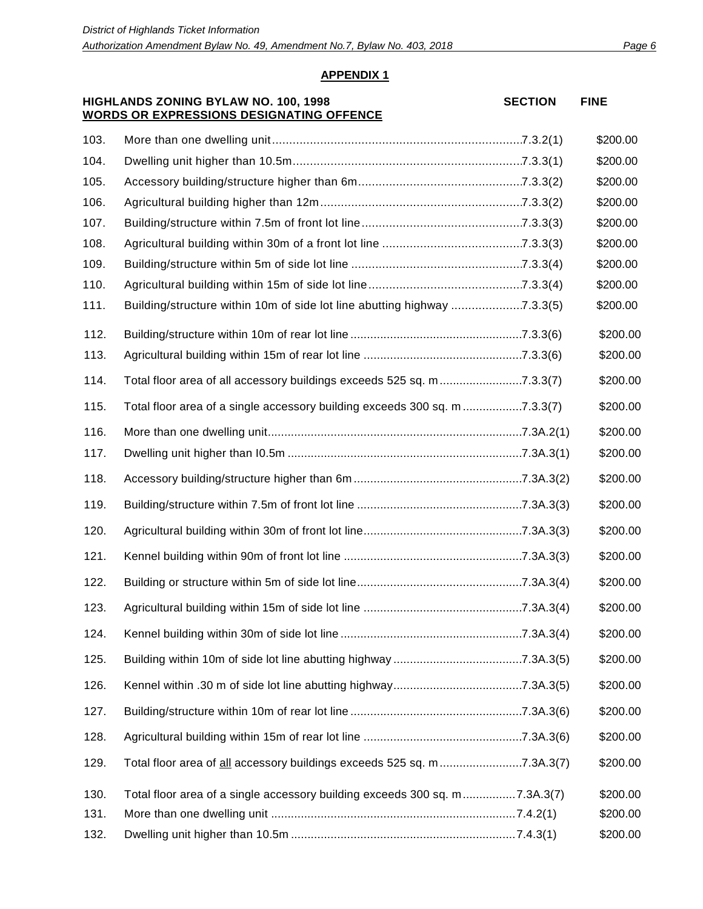## APPENDIX 1

| | HIGHLANDS ZONING BYLAW NO. 100, 1998<br>**WORDS OR EXPRESSIONS DESIGNATING OFFENCE** | SECTION | FINE |
|---|---|---|---|
| 103. | More than one dwelling unit | 7.3.2(1) | $200.00 |
| 104. | Dwelling unit higher than 10.5m | 7.3.3(1) | $200.00 |
| 105. | Accessory building/structure higher than 6m | 7.3.3(2) | $200.00 |
| 106. | Agricultural building higher than 12m | 7.3.3(2) | $200.00 |
| 107. | Building/structure within 7.5m of front lot line | 7.3.3(3) | $200.00 |
| 108. | Agricultural building within 30m of a front lot line | 7.3.3(3) | $200.00 |
| 109. | Building/structure within 5m of side lot line | 7.3.3(4) | $200.00 |
| 110. | Agricultural building within 15m of side lot line | 7.3.3(4) | $200.00 |
| 111. | Building/structure within 10m of side lot line abutting highway | 7.3.3(5) | $200.00 |
| 112. | Building/structure within 10m of rear lot line | 7.3.3(6) | $200.00 |
| 113. | Agricultural building within 15m of rear lot line | 7.3.3(6) | $200.00 |
| 114. | Total floor area of all accessory buildings exceeds 525 sq. m | 7.3.3(7) | $200.00 |
| 115. | Total floor area of a single accessory building exceeds 300 sq. m | 7.3.3(7) | $200.00 |
| 116. | More than one dwelling unit | 7.3A.2(1) | $200.00 |
| 117. | Dwelling unit higher than I0.5m | 7.3A.3(1) | $200.00 |
| 118. | Accessory building/structure higher than 6m | 7.3A.3(2) | $200.00 |
| 119. | Building/structure within 7.5m of front lot line | 7.3A.3(3) | $200.00 |
| 120. | Agricultural building within 30m of front lot line | 7.3A.3(3) | $200.00 |
| 121. | Kennel building within 90m of front lot line | 7.3A.3(3) | $200.00 |
| 122. | Building or structure within 5m of side lot line | 7.3A.3(4) | $200.00 |
| 123. | Agricultural building within 15m of side lot line | 7.3A.3(4) | $200.00 |
| 124. | Kennel building within 30m of side lot line | 7.3A.3(4) | $200.00 |
| 125. | Building within 10m of side lot line abutting highway | 7.3A.3(5) | $200.00 |
| 126. | Kennel within .30 m of side lot line abutting highway | 7.3A.3(5) | $200.00 |
| 127. | Building/structure within 10m of rear lot line | 7.3A.3(6) | $200.00 |
| 128. | Agricultural building within 15m of rear lot line | 7.3A.3(6) | $200.00 |
| 129. | Total floor area of <u>all</u> accessory buildings exceeds 525 sq. m | 7.3A.3(7) | $200.00 |
| 130. | Total floor area of a single accessory building exceeds 300 sq. m | 7.3A.3(7) | $200.00 |
| 131. | More than one dwelling unit | 7.4.2(1) | $200.00 |
| 132. | Dwelling unit higher than 10.5m | 7.4.3(1) | $200.00 |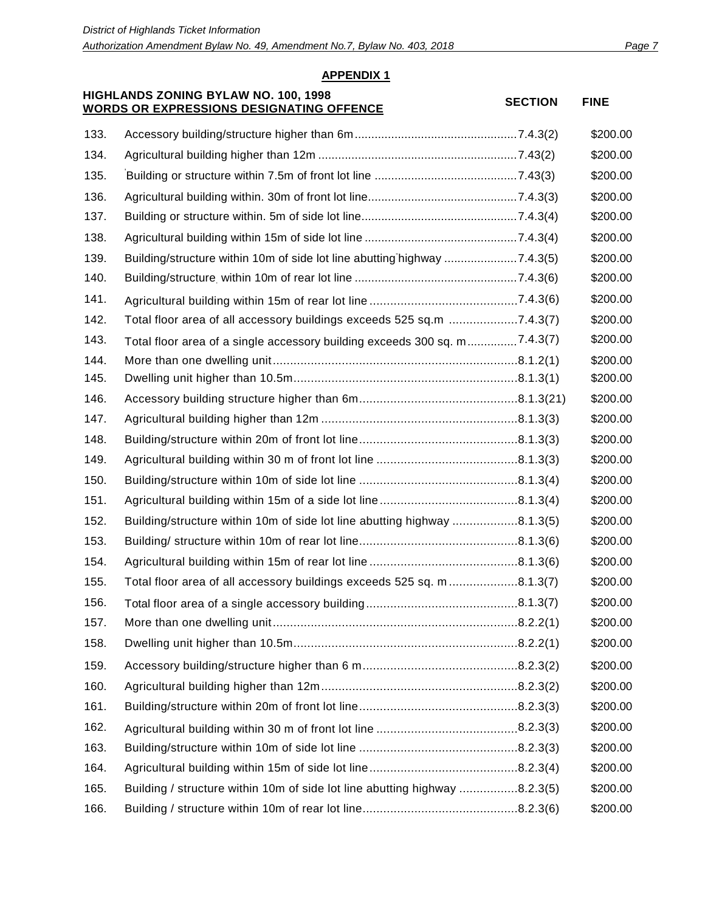## APPENDIX 1

| | HIGHLANDS ZONING BYLAW NO. 100, 1998<br>WORDS OR EXPRESSIONS DESIGNATING OFFENCE | SECTION | FINE |
|---|---|---|---|
| 133. | Accessory building/structure higher than 6m | 7.4.3(2) | $200.00 |
| 134. | Agricultural building higher than 12m | 7.43(2) | $200.00 |
| 135. | Building or structure within 7.5m of front lot line | 7.43(3) | $200.00 |
| 136. | Agricultural building within. 30m of front lot line | 7.4.3(3) | $200.00 |
| 137. | Building or structure within. 5m of side lot line | 7.4.3(4) | $200.00 |
| 138. | Agricultural building within 15m of side lot line | 7.4.3(4) | $200.00 |
| 139. | Building/structure within 10m of side lot line abutting highway | 7.4.3(5) | $200.00 |
| 140. | Building/structure within 10m of rear lot line | 7.4.3(6) | $200.00 |
| 141. | Agricultural building within 15m of rear lot line | 7.4.3(6) | $200.00 |
| 142. | Total floor area of all accessory buildings exceeds 525 sq.m | 7.4.3(7) | $200.00 |
| 143. | Total floor area of a single accessory building exceeds 300 sq. m | 7.4.3(7) | $200.00 |
| 144. | More than one dwelling unit | 8.1.2(1) | $200.00 |
| 145. | Dwelling unit higher than 10.5m | 8.1.3(1) | $200.00 |
| 146. | Accessory building structure higher than 6m | 8.1.3(21) | $200.00 |
| 147. | Agricultural building higher than 12m | 8.1.3(3) | $200.00 |
| 148. | Building/structure within 20m of front lot line | 8.1.3(3) | $200.00 |
| 149. | Agricultural building within 30 m of front lot line | 8.1.3(3) | $200.00 |
| 150. | Building/structure within 10m of side lot line | 8.1.3(4) | $200.00 |
| 151. | Agricultural building within 15m of a side lot line | 8.1.3(4) | $200.00 |
| 152. | Building/structure within 10m of side lot line abutting highway | 8.1.3(5) | $200.00 |
| 153. | Building/ structure within 10m of rear lot line | 8.1.3(6) | $200.00 |
| 154. | Agricultural building within 15m of rear lot line | 8.1.3(6) | $200.00 |
| 155. | Total floor area of all accessory buildings exceeds 525 sq. m | 8.1.3(7) | $200.00 |
| 156. | Total floor area of a single accessory building | 8.1.3(7) | $200.00 |
| 157. | More than one dwelling unit | 8.2.2(1) | $200.00 |
| 158. | Dwelling unit higher than 10.5m | 8.2.2(1) | $200.00 |
| 159. | Accessory building/structure higher than 6 m | 8.2.3(2) | $200.00 |
| 160. | Agricultural building higher than 12m | 8.2.3(2) | $200.00 |
| 161. | Building/structure within 20m of front lot line | 8.2.3(3) | $200.00 |
| 162. | Agricultural building within 30 m of front lot line | 8.2.3(3) | $200.00 |
| 163. | Building/structure within 10m of side lot line | 8.2.3(3) | $200.00 |
| 164. | Agricultural building within 15m of side lot line | 8.2.3(4) | $200.00 |
| 165. | Building / structure within 10m of side lot line abutting highway | 8.2.3(5) | $200.00 |
| 166. | Building / structure within 10m of rear lot line | 8.2.3(6) | $200.00 |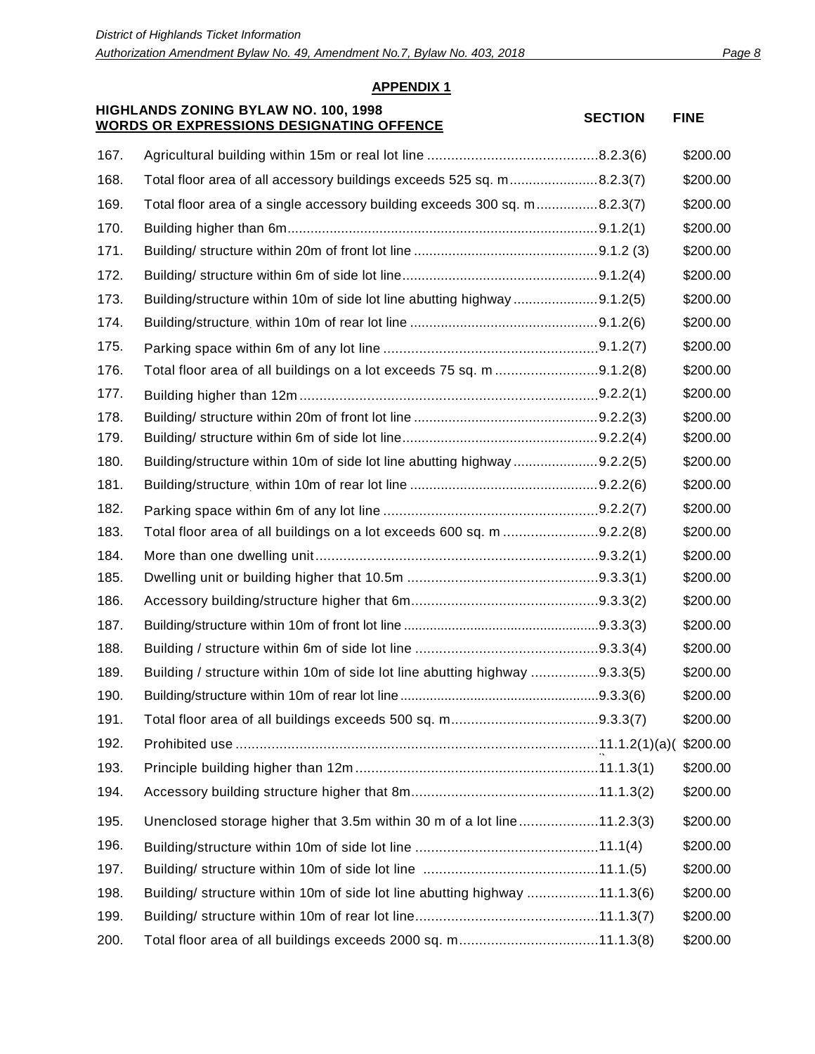## APPENDIX 1

| | HIGHLANDS ZONING BYLAW NO. 100, 1998<br>**WORDS OR EXPRESSIONS DESIGNATING OFFENCE** | SECTION | FINE |
|---|---|---|---|
| 167. | Agricultural building within 15m or real lot line | 8.2.3(6) | $200.00 |
| 168. | Total floor area of all accessory buildings exceeds 525 sq. m | 8.2.3(7) | $200.00 |
| 169. | Total floor area of a single accessory building exceeds 300 sq. m | 8.2.3(7) | $200.00 |
| 170. | Building higher than 6m | 9.1.2(1) | $200.00 |
| 171. | Building/ structure within 20m of front lot line | 9.1.2 (3) | $200.00 |
| 172. | Building/ structure within 6m of side lot line | 9.1.2(4) | $200.00 |
| 173. | Building/structure within 10m of side lot line abutting highway | 9.1.2(5) | $200.00 |
| 174. | Building/structure within 10m of rear lot line | 9.1.2(6) | $200.00 |
| 175. | Parking space within 6m of any lot line | 9.1.2(7) | $200.00 |
| 176. | Total floor area of all buildings on a lot exceeds 75 sq. m | 9.1.2(8) | $200.00 |
| 177. | Building higher than 12m | 9.2.2(1) | $200.00 |
| 178. | Building/ structure within 20m of front lot line | 9.2.2(3) | $200.00 |
| 179. | Building/ structure within 6m of side lot line | 9.2.2(4) | $200.00 |
| 180. | Building/structure within 10m of side lot line abutting highway | 9.2.2(5) | $200.00 |
| 181. | Building/structure within 10m of rear lot line | 9.2.2(6) | $200.00 |
| 182. | Parking space within 6m of any lot line | 9.2.2(7) | $200.00 |
| 183. | Total floor area of all buildings on a lot exceeds 600 sq. m | 9.2.2(8) | $200.00 |
| 184. | More than one dwelling unit | 9.3.2(1) | $200.00 |
| 185. | Dwelling unit or building higher that 10.5m | 9.3.3(1) | $200.00 |
| 186. | Accessory building/structure higher that 6m | 9.3.3(2) | $200.00 |
| 187. | Building/structure within 10m of front lot line | 9.3.3(3) | $200.00 |
| 188. | Building / structure within 6m of side lot line | 9.3.3(4) | $200.00 |
| 189. | Building / structure within 10m of side lot line abutting highway | 9.3.3(5) | $200.00 |
| 190. | Building/structure within 10m of rear lot line | 9.3.3(6) | $200.00 |
| 191. | Total floor area of all buildings exceeds 500 sq. m | 9.3.3(7) | $200.00 |
| 192. | Prohibited use | 11.1.2(1)(a)( | $200.00 |
| 193. | Principle building higher than 12m | 11.1.3(1) | $200.00 |
| 194. | Accessory building structure higher that 8m | 11.1.3(2) | $200.00 |
| 195. | Unenclosed storage higher that 3.5m within 30 m of a lot line | 11.2.3(3) | $200.00 |
| 196. | Building/structure within 10m of side lot line | 11.1(4) | $200.00 |
| 197. | Building/ structure within 10m of side lot line | 11.1.(5) | $200.00 |
| 198. | Building/ structure within 10m of side lot line abutting highway | 11.1.3(6) | $200.00 |
| 199. | Building/ structure within 10m of rear lot line | 11.1.3(7) | $200.00 |
| 200. | Total floor area of all buildings exceeds 2000 sq. m | 11.1.3(8) | $200.00 |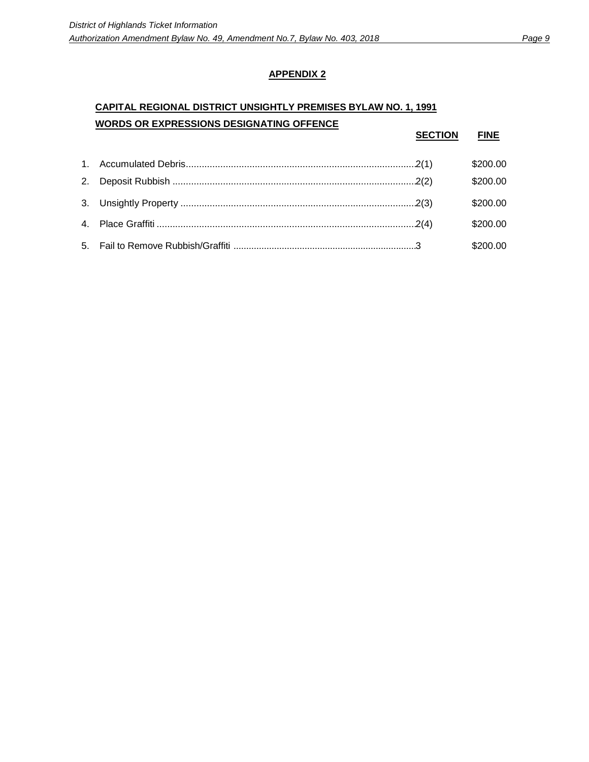## APPENDIX 2

**CAPITAL REGIONAL DISTRICT UNSIGHTLY PREMISES BYLAW NO. 1, 1991**

| | WORDS OR EXPRESSIONS DESIGNATING OFFENCE | SECTION | FINE |
|---|---|---|---|
| 1. | Accumulated Debris | 2(1) | $200.00 |
| 2. | Deposit Rubbish | 2(2) | $200.00 |
| 3. | Unsightly Property | 2(3) | $200.00 |
| 4. | Place Graffiti | 2(4) | $200.00 |
| 5. | Fail to Remove Rubbish/Graffiti | 3 | $200.00 |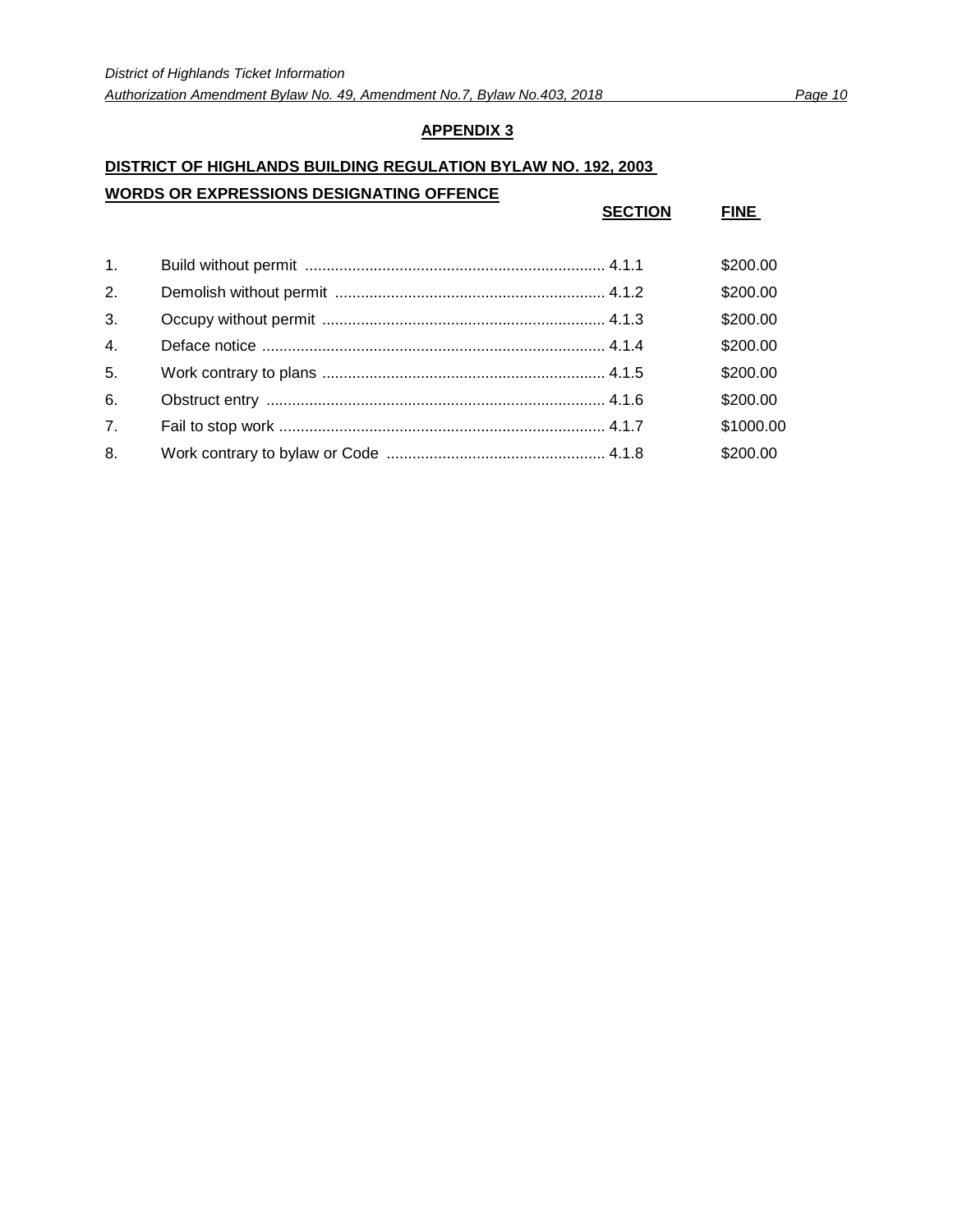## APPENDIX 3

**DISTRICT OF HIGHLANDS BUILDING REGULATION BYLAW NO. 192, 2003**

**WORDS OR EXPRESSIONS DESIGNATING OFFENCE**

| | WORDS OR EXPRESSIONS DESIGNATING OFFENCE | SECTION | FINE |
|---|---|---|---|
| 1. | Build without permit | 4.1.1 | $200.00 |
| 2. | Demolish without permit | 4.1.2 | $200.00 |
| 3. | Occupy without permit | 4.1.3 | $200.00 |
| 4. | Deface notice | 4.1.4 | $200.00 |
| 5. | Work contrary to plans | 4.1.5 | $200.00 |
| 6. | Obstruct entry | 4.1.6 | $200.00 |
| 7. | Fail to stop work | 4.1.7 | $1000.00 |
| 8. | Work contrary to bylaw or Code | 4.1.8 | $200.00 |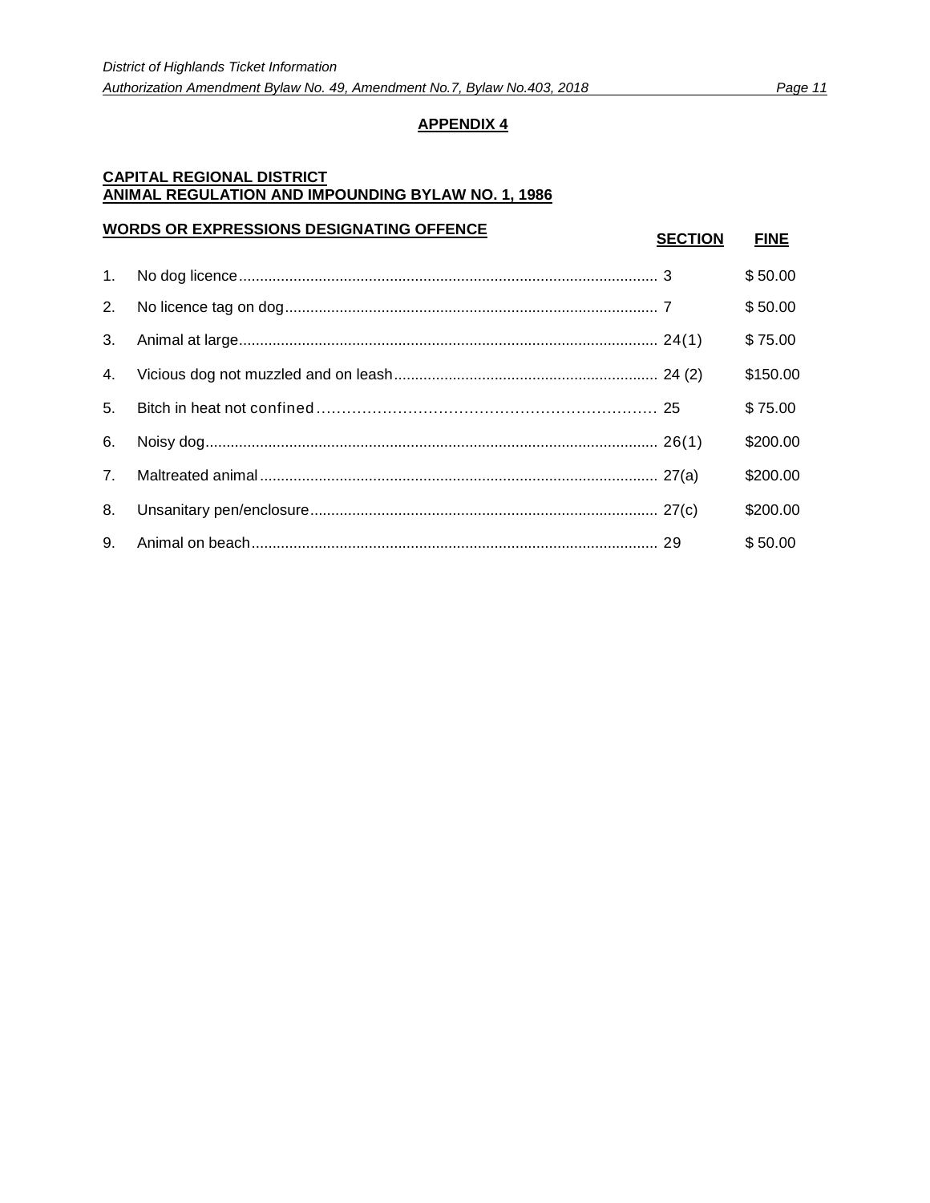## APPENDIX 4

**CAPITAL REGIONAL DISTRICT**
**ANIMAL REGULATION AND IMPOUNDING BYLAW NO. 1, 1986**

| WORDS OR EXPRESSIONS DESIGNATING OFFENCE | SECTION | FINE |
|---|---|---|
| 1. No dog licence | 3 | $ 50.00 |
| 2. No licence tag on dog | 7 | $ 50.00 |
| 3. Animal at large | 24(1) | $ 75.00 |
| 4. Vicious dog not muzzled and on leash | 24 (2) | $150.00 |
| 5. Bitch in heat not confined | 25 | $ 75.00 |
| 6. Noisy dog | 26(1) | $200.00 |
| 7. Maltreated animal | 27(a) | $200.00 |
| 8. Unsanitary pen/enclosure | 27(c) | $200.00 |
| 9. Animal on beach | 29 | $ 50.00 |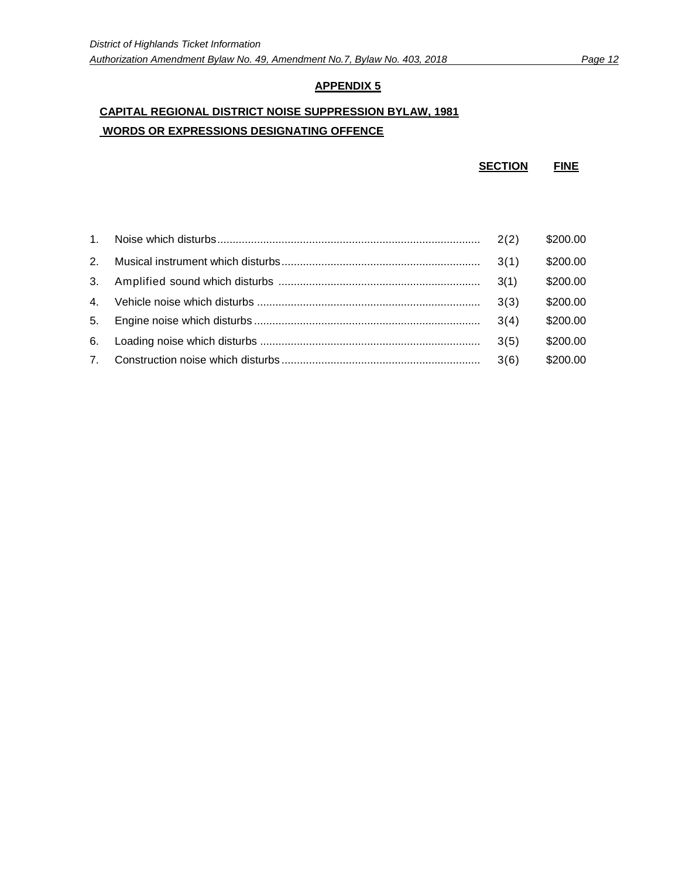## APPENDIX 5

### CAPITAL REGIONAL DISTRICT NOISE SUPPRESSION BYLAW, 1981

### WORDS OR EXPRESSIONS DESIGNATING OFFENCE

| | | SECTION | FINE |
|---|---|---|---|
| 1. | Noise which disturbs | 2(2) | $200.00 |
| 2. | Musical instrument which disturbs | 3(1) | $200.00 |
| 3. | Amplified sound which disturbs | 3(1) | $200.00 |
| 4. | Vehicle noise which disturbs | 3(3) | $200.00 |
| 5. | Engine noise which disturbs | 3(4) | $200.00 |
| 6. | Loading noise which disturbs | 3(5) | $200.00 |
| 7. | Construction noise which disturbs | 3(6) | $200.00 |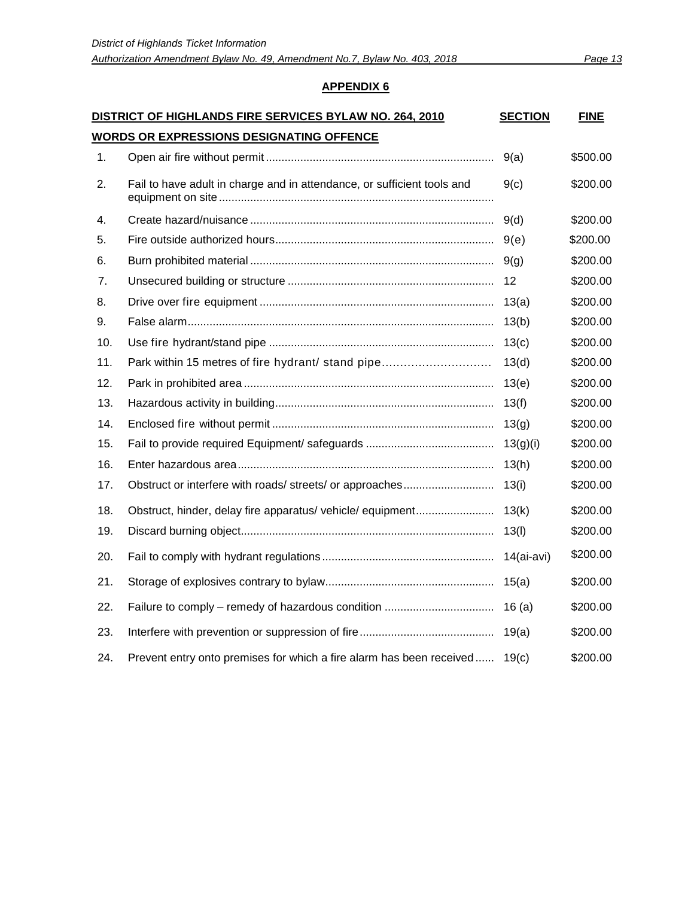## APPENDIX 6

| DISTRICT OF HIGHLANDS FIRE SERVICES BYLAW NO. 264, 2010 | | SECTION | FINE |
|---|---|---|---|
| **WORDS OR EXPRESSIONS DESIGNATING OFFENCE** | | | |
| 1. | Open air fire without permit | 9(a) | $500.00 |
| 2. | Fail to have adult in charge and in attendance, or sufficient tools and equipment on site | 9(c) | $200.00 |
| 4. | Create hazard/nuisance | 9(d) | $200.00 |
| 5. | Fire outside authorized hours | 9(e) | $200.00 |
| 6. | Burn prohibited material | 9(g) | $200.00 |
| 7. | Unsecured building or structure | 12 | $200.00 |
| 8. | Drive over fire equipment | 13(a) | $200.00 |
| 9. | False alarm | 13(b) | $200.00 |
| 10. | Use fire hydrant/stand pipe | 13(c) | $200.00 |
| 11. | Park within 15 metres of fire hydrant/ stand pipe | 13(d) | $200.00 |
| 12. | Park in prohibited area | 13(e) | $200.00 |
| 13. | Hazardous activity in building | 13(f) | $200.00 |
| 14. | Enclosed fire without permit | 13(g) | $200.00 |
| 15. | Fail to provide required Equipment/ safeguards | 13(g)(i) | $200.00 |
| 16. | Enter hazardous area | 13(h) | $200.00 |
| 17. | Obstruct or interfere with roads/ streets/ or approaches | 13(i) | $200.00 |
| 18. | Obstruct, hinder, delay fire apparatus/ vehicle/ equipment | 13(k) | $200.00 |
| 19. | Discard burning object | 13(l) | $200.00 |
| 20. | Fail to comply with hydrant regulations | 14(ai-avi) | $200.00 |
| 21. | Storage of explosives contrary to bylaw | 15(a) | $200.00 |
| 22. | Failure to comply – remedy of hazardous condition | 16 (a) | $200.00 |
| 23. | Interfere with prevention or suppression of fire | 19(a) | $200.00 |
| 24. | Prevent entry onto premises for which a fire alarm has been received | 19(c) | $200.00 |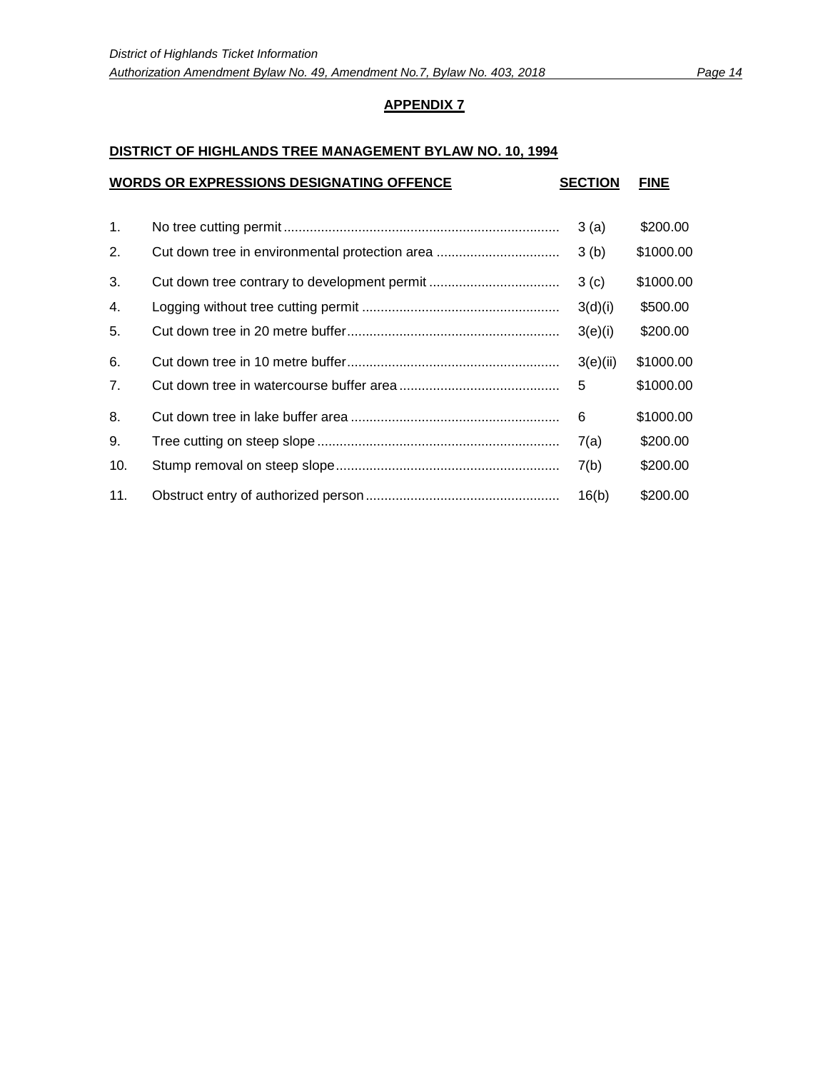## APPENDIX 7

**DISTRICT OF HIGHLANDS TREE MANAGEMENT BYLAW NO. 10, 1994**

| | WORDS OR EXPRESSIONS DESIGNATING OFFENCE | SECTION | FINE |
|---|---|---|---|
| 1. | No tree cutting permit | 3 (a) | $200.00 |
| 2. | Cut down tree in environmental protection area | 3 (b) | $1000.00 |
| 3. | Cut down tree contrary to development permit | 3 (c) | $1000.00 |
| 4. | Logging without tree cutting permit | 3(d)(i) | $500.00 |
| 5. | Cut down tree in 20 metre buffer | 3(e)(i) | $200.00 |
| 6. | Cut down tree in 10 metre buffer | 3(e)(ii) | $1000.00 |
| 7. | Cut down tree in watercourse buffer area | 5 | $1000.00 |
| 8. | Cut down tree in lake buffer area | 6 | $1000.00 |
| 9. | Tree cutting on steep slope | 7(a) | $200.00 |
| 10. | Stump removal on steep slope | 7(b) | $200.00 |
| 11. | Obstruct entry of authorized person | 16(b) | $200.00 |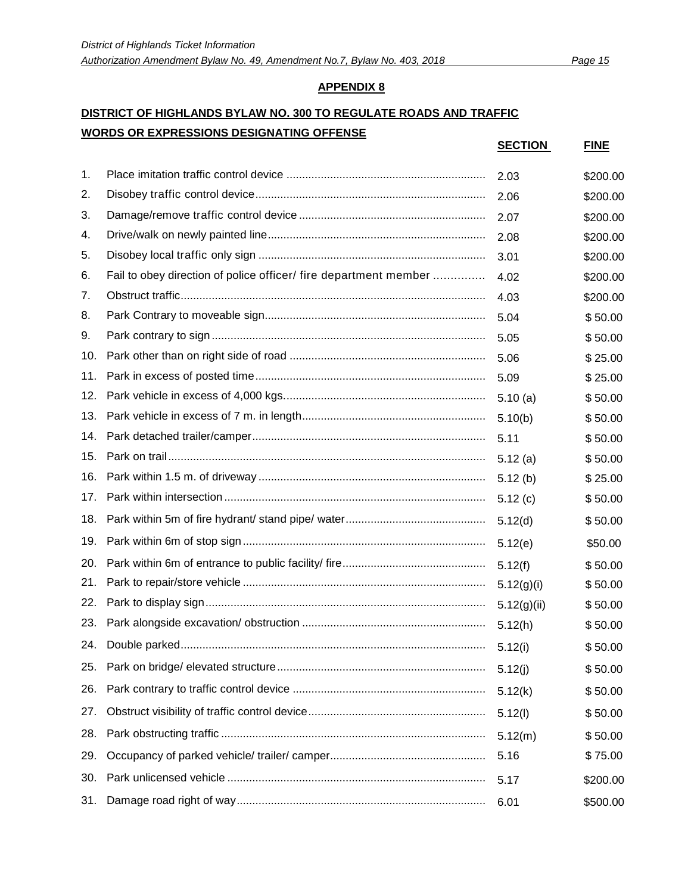## APPENDIX 8

### DISTRICT OF HIGHLANDS BYLAW NO. 300 TO REGULATE ROADS AND TRAFFIC

| | WORDS OR EXPRESSIONS DESIGNATING OFFENSE | SECTION | FINE |
|---|---|---|---|
| 1. | Place imitation traffic control device | 2.03 | $200.00 |
| 2. | Disobey traffic control device | 2.06 | $200.00 |
| 3. | Damage/remove traffic control device | 2.07 | $200.00 |
| 4. | Drive/walk on newly painted line | 2.08 | $200.00 |
| 5. | Disobey local traffic only sign | 3.01 | $200.00 |
| 6. | Fail to obey direction of police officer/ fire department member | 4.02 | $200.00 |
| 7. | Obstruct traffic | 4.03 | $200.00 |
| 8. | Park Contrary to moveable sign | 5.04 | $ 50.00 |
| 9. | Park contrary to sign | 5.05 | $ 50.00 |
| 10. | Park other than on right side of road | 5.06 | $ 25.00 |
| 11. | Park in excess of posted time | 5.09 | $ 25.00 |
| 12. | Park vehicle in excess of 4,000 kgs. | 5.10 (a) | $ 50.00 |
| 13. | Park vehicle in excess of 7 m. in length | 5.10(b) | $ 50.00 |
| 14. | Park detached trailer/camper | 5.11 | $ 50.00 |
| 15. | Park on trail | 5.12 (a) | $ 50.00 |
| 16. | Park within 1.5 m. of driveway | 5.12 (b) | $ 25.00 |
| 17. | Park within intersection | 5.12 (c) | $ 50.00 |
| 18. | Park within 5m of fire hydrant/ stand pipe/ water | 5.12(d) | $ 50.00 |
| 19. | Park within 6m of stop sign | 5.12(e) | $50.00 |
| 20. | Park within 6m of entrance to public facility/ fire | 5.12(f) | $ 50.00 |
| 21. | Park to repair/store vehicle | 5.12(g)(i) | $ 50.00 |
| 22. | Park to display sign | 5.12(g)(ii) | $ 50.00 |
| 23. | Park alongside excavation/ obstruction | 5.12(h) | $ 50.00 |
| 24. | Double parked | 5.12(i) | $ 50.00 |
| 25. | Park on bridge/ elevated structure | 5.12(j) | $ 50.00 |
| 26. | Park contrary to traffic control device | 5.12(k) | $ 50.00 |
| 27. | Obstruct visibility of traffic control device | 5.12(l) | $ 50.00 |
| 28. | Park obstructing traffic | 5.12(m) | $ 50.00 |
| 29. | Occupancy of parked vehicle/ trailer/ camper | 5.16 | $ 75.00 |
| 30. | Park unlicensed vehicle | 5.17 | $200.00 |
| 31. | Damage road right of way | 6.01 | $500.00 |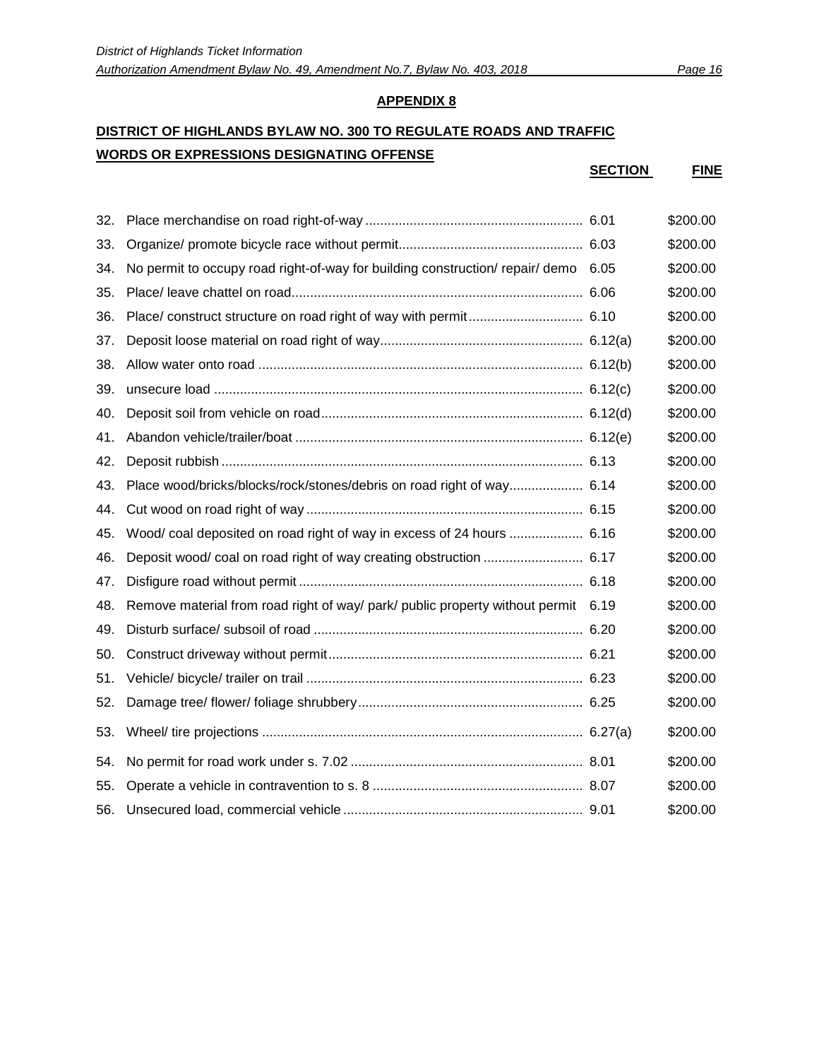## APPENDIX 8

**DISTRICT OF HIGHLANDS BYLAW NO. 300 TO REGULATE ROADS AND TRAFFIC**

| | WORDS OR EXPRESSIONS DESIGNATING OFFENSE | SECTION | FINE |
|---|---|---|---|
| 32. | Place merchandise on road right-of-way | 6.01 | $200.00 |
| 33. | Organize/ promote bicycle race without permit | 6.03 | $200.00 |
| 34. | No permit to occupy road right-of-way for building construction/ repair/ demo | 6.05 | $200.00 |
| 35. | Place/ leave chattel on road | 6.06 | $200.00 |
| 36. | Place/ construct structure on road right of way with permit | 6.10 | $200.00 |
| 37. | Deposit loose material on road right of way | 6.12(a) | $200.00 |
| 38. | Allow water onto road | 6.12(b) | $200.00 |
| 39. | unsecure load | 6.12(c) | $200.00 |
| 40. | Deposit soil from vehicle on road | 6.12(d) | $200.00 |
| 41. | Abandon vehicle/trailer/boat | 6.12(e) | $200.00 |
| 42. | Deposit rubbish | 6.13 | $200.00 |
| 43. | Place wood/bricks/blocks/rock/stones/debris on road right of way | 6.14 | $200.00 |
| 44. | Cut wood on road right of way | 6.15 | $200.00 |
| 45. | Wood/ coal deposited on road right of way in excess of 24 hours | 6.16 | $200.00 |
| 46. | Deposit wood/ coal on road right of way creating obstruction | 6.17 | $200.00 |
| 47. | Disfigure road without permit | 6.18 | $200.00 |
| 48. | Remove material from road right of way/ park/ public property without permit | 6.19 | $200.00 |
| 49. | Disturb surface/ subsoil of road | 6.20 | $200.00 |
| 50. | Construct driveway without permit | 6.21 | $200.00 |
| 51. | Vehicle/ bicycle/ trailer on trail | 6.23 | $200.00 |
| 52. | Damage tree/ flower/ foliage shrubbery | 6.25 | $200.00 |
| 53. | Wheel/ tire projections | 6.27(a) | $200.00 |
| 54. | No permit for road work under s. 7.02 | 8.01 | $200.00 |
| 55. | Operate a vehicle in contravention to s. 8 | 8.07 | $200.00 |
| 56. | Unsecured load, commercial vehicle | 9.01 | $200.00 |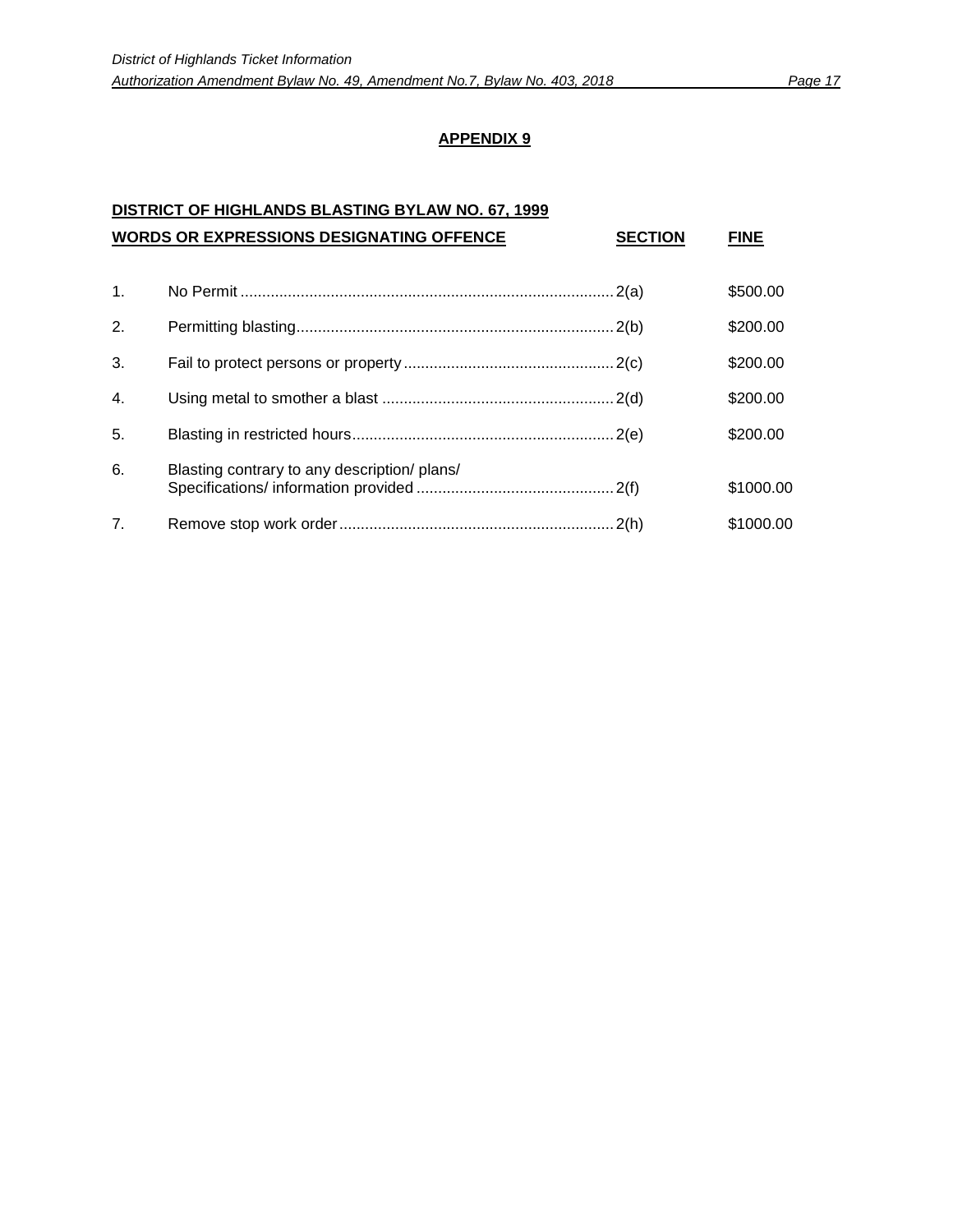## APPENDIX 9

### DISTRICT OF HIGHLANDS BLASTING BYLAW NO. 67, 1999

| | WORDS OR EXPRESSIONS DESIGNATING OFFENCE | SECTION | FINE |
|---|---|---|---|
| 1. | No Permit | 2(a) | $500.00 |
| 2. | Permitting blasting | 2(b) | $200.00 |
| 3. | Fail to protect persons or property | 2(c) | $200.00 |
| 4. | Using metal to smother a blast | 2(d) | $200.00 |
| 5. | Blasting in restricted hours | 2(e) | $200.00 |
| 6. | Blasting contrary to any description/ plans/ Specifications/ information provided | 2(f) | $1000.00 |
| 7. | Remove stop work order | 2(h) | $1000.00 |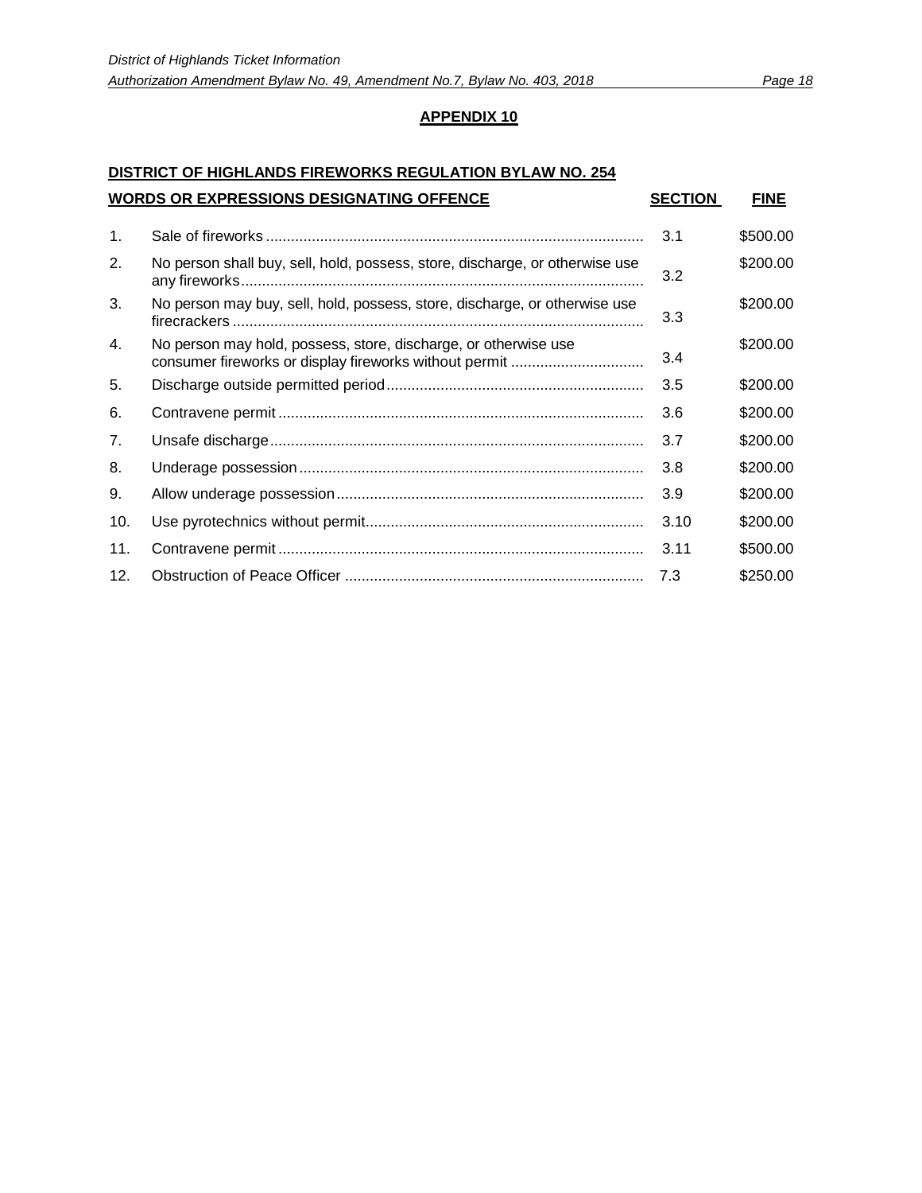## APPENDIX 10

**DISTRICT OF HIGHLANDS FIREWORKS REGULATION BYLAW NO. 254**

| | WORDS OR EXPRESSIONS DESIGNATING OFFENCE | SECTION | FINE |
|---|---|---|---|
| 1. | Sale of fireworks | 3.1 | $500.00 |
| 2. | No person shall buy, sell, hold, possess, store, discharge, or otherwise use any fireworks | 3.2 | $200.00 |
| 3. | No person may buy, sell, hold, possess, store, discharge, or otherwise use firecrackers | 3.3 | $200.00 |
| 4. | No person may hold, possess, store, discharge, or otherwise use consumer fireworks or display fireworks without permit | 3.4 | $200.00 |
| 5. | Discharge outside permitted period | 3.5 | $200.00 |
| 6. | Contravene permit | 3.6 | $200.00 |
| 7. | Unsafe discharge | 3.7 | $200.00 |
| 8. | Underage possession | 3.8 | $200.00 |
| 9. | Allow underage possession | 3.9 | $200.00 |
| 10. | Use pyrotechnics without permit | 3.10 | $200.00 |
| 11. | Contravene permit | 3.11 | $500.00 |
| 12. | Obstruction of Peace Officer | 7.3 | $250.00 |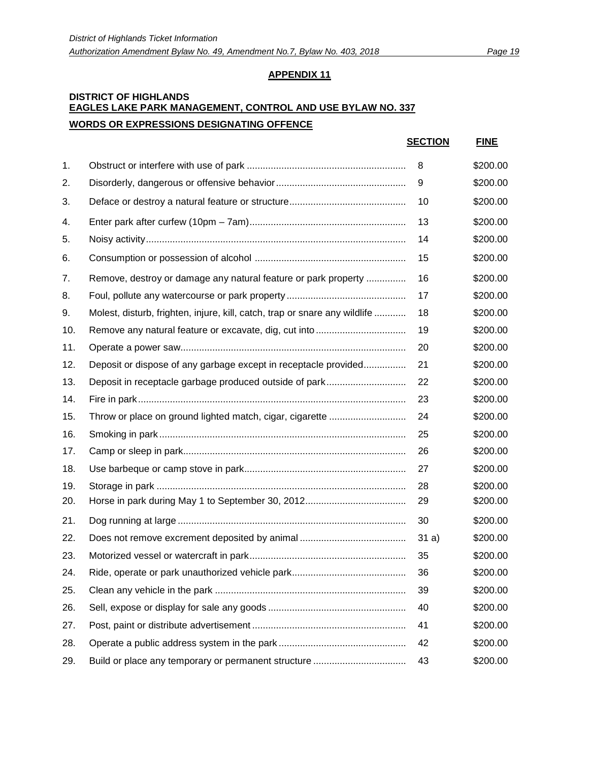## APPENDIX 11

**DISTRICT OF HIGHLANDS**
**EAGLES LAKE PARK MANAGEMENT, CONTROL AND USE BYLAW NO. 337**

**WORDS OR EXPRESSIONS DESIGNATING OFFENCE**

| | | SECTION | FINE |
|---|---|---|---|
| 1. | Obstruct or interfere with use of park | 8 | $200.00 |
| 2. | Disorderly, dangerous or offensive behavior | 9 | $200.00 |
| 3. | Deface or destroy a natural feature or structure | 10 | $200.00 |
| 4. | Enter park after curfew (10pm – 7am) | 13 | $200.00 |
| 5. | Noisy activity | 14 | $200.00 |
| 6. | Consumption or possession of alcohol | 15 | $200.00 |
| 7. | Remove, destroy or damage any natural feature or park property | 16 | $200.00 |
| 8. | Foul, pollute any watercourse or park property | 17 | $200.00 |
| 9. | Molest, disturb, frighten, injure, kill, catch, trap or snare any wildlife | 18 | $200.00 |
| 10. | Remove any natural feature or excavate, dig, cut into | 19 | $200.00 |
| 11. | Operate a power saw | 20 | $200.00 |
| 12. | Deposit or dispose of any garbage except in receptacle provided | 21 | $200.00 |
| 13. | Deposit in receptacle garbage produced outside of park | 22 | $200.00 |
| 14. | Fire in park | 23 | $200.00 |
| 15. | Throw or place on ground lighted match, cigar, cigarette | 24 | $200.00 |
| 16. | Smoking in park | 25 | $200.00 |
| 17. | Camp or sleep in park | 26 | $200.00 |
| 18. | Use barbeque or camp stove in park | 27 | $200.00 |
| 19. | Storage in park | 28 | $200.00 |
| 20. | Horse in park during May 1 to September 30, 2012 | 29 | $200.00 |
| 21. | Dog running at large | 30 | $200.00 |
| 22. | Does not remove excrement deposited by animal | 31 a) | $200.00 |
| 23. | Motorized vessel or watercraft in park | 35 | $200.00 |
| 24. | Ride, operate or park unauthorized vehicle park | 36 | $200.00 |
| 25. | Clean any vehicle in the park | 39 | $200.00 |
| 26. | Sell, expose or display for sale any goods | 40 | $200.00 |
| 27. | Post, paint or distribute advertisement | 41 | $200.00 |
| 28. | Operate a public address system in the park | 42 | $200.00 |
| 29. | Build or place any temporary or permanent structure | 43 | $200.00 |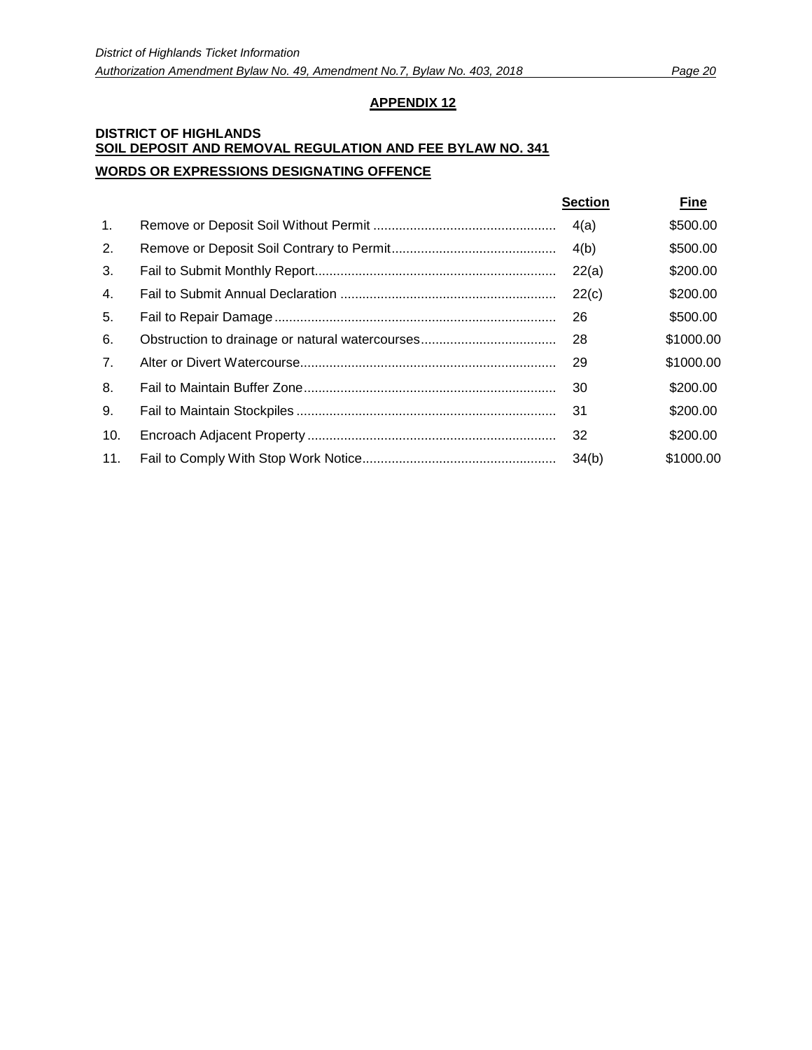## APPENDIX 12

**DISTRICT OF HIGHLANDS**
**SOIL DEPOSIT AND REMOVAL REGULATION AND FEE BYLAW NO. 341**

**WORDS OR EXPRESSIONS DESIGNATING OFFENCE**

| | | Section | Fine |
|---|---|---|---|
| 1. | Remove or Deposit Soil Without Permit | 4(a) | $500.00 |
| 2. | Remove or Deposit Soil Contrary to Permit | 4(b) | $500.00 |
| 3. | Fail to Submit Monthly Report | 22(a) | $200.00 |
| 4. | Fail to Submit Annual Declaration | 22(c) | $200.00 |
| 5. | Fail to Repair Damage | 26 | $500.00 |
| 6. | Obstruction to drainage or natural watercourses | 28 | $1000.00 |
| 7. | Alter or Divert Watercourse | 29 | $1000.00 |
| 8. | Fail to Maintain Buffer Zone | 30 | $200.00 |
| 9. | Fail to Maintain Stockpiles | 31 | $200.00 |
| 10. | Encroach Adjacent Property | 32 | $200.00 |
| 11. | Fail to Comply With Stop Work Notice | 34(b) | $1000.00 |